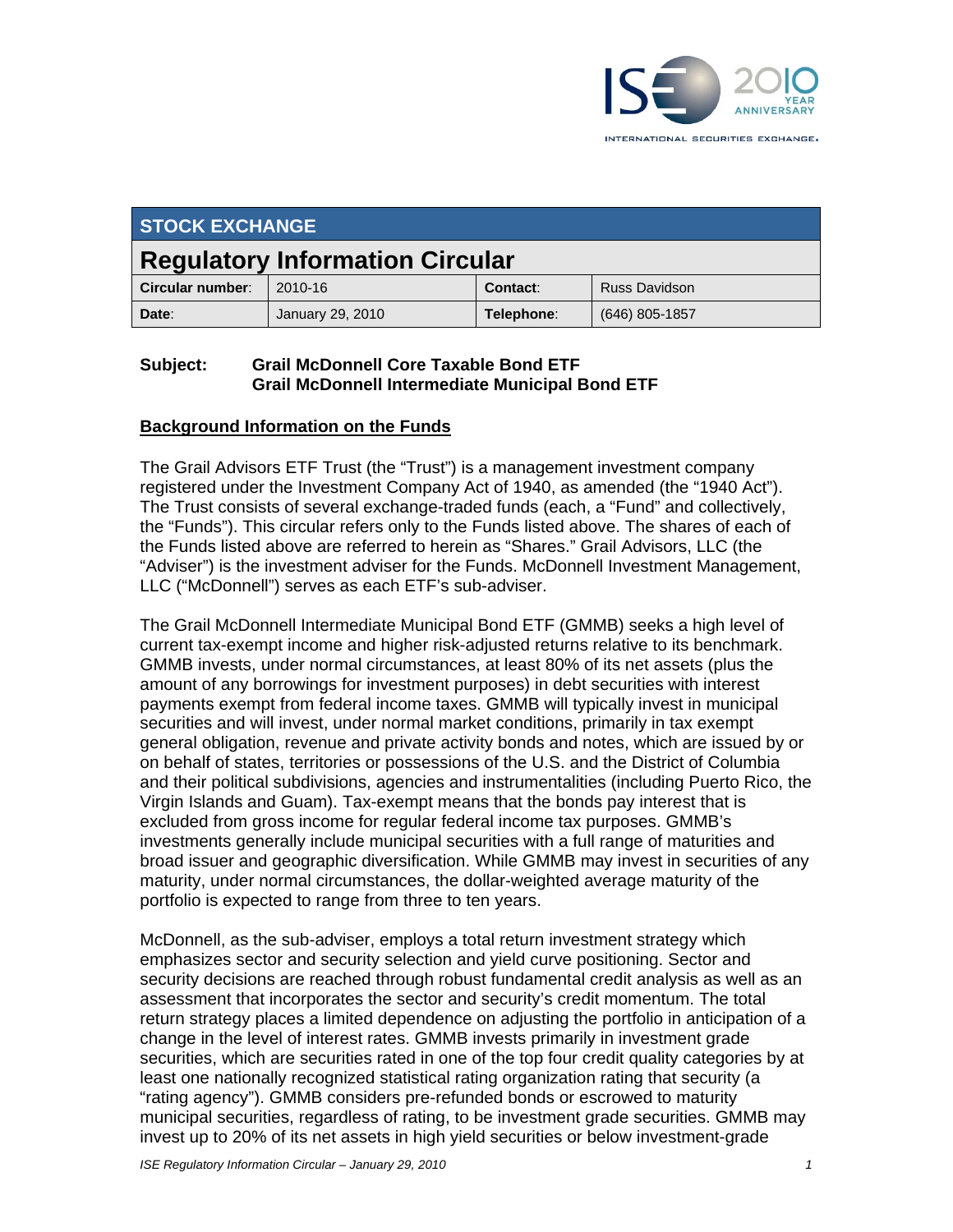ISE 2010 YEAR ANNIVERSARY

INTERNATIONAL SECURITIES EXCHANGE.

| STOCK EXCHANGE | | | |
|---|---|---|---|
| **Regulatory Information Circular** | | | |
| **Circular number**: | 2010-16 | **Contact**: | Russ Davidson |
| **Date**: | January 29, 2010 | **Telephone**: | (646) 805-1857 |

**Subject:** **Grail McDonnell Core Taxable Bond ETF**
**Grail McDonnell Intermediate Municipal Bond ETF**

## Background Information on the Funds

The Grail Advisors ETF Trust (the "Trust") is a management investment company registered under the Investment Company Act of 1940, as amended (the "1940 Act"). The Trust consists of several exchange-traded funds (each, a "Fund" and collectively, the "Funds"). This circular refers only to the Funds listed above. The shares of each of the Funds listed above are referred to herein as "Shares." Grail Advisors, LLC (the "Adviser") is the investment adviser for the Funds. McDonnell Investment Management, LLC ("McDonnell") serves as each ETF's sub-adviser.

The Grail McDonnell Intermediate Municipal Bond ETF (GMMB) seeks a high level of current tax-exempt income and higher risk-adjusted returns relative to its benchmark. GMMB invests, under normal circumstances, at least 80% of its net assets (plus the amount of any borrowings for investment purposes) in debt securities with interest payments exempt from federal income taxes. GMMB will typically invest in municipal securities and will invest, under normal market conditions, primarily in tax exempt general obligation, revenue and private activity bonds and notes, which are issued by or on behalf of states, territories or possessions of the U.S. and the District of Columbia and their political subdivisions, agencies and instrumentalities (including Puerto Rico, the Virgin Islands and Guam). Tax-exempt means that the bonds pay interest that is excluded from gross income for regular federal income tax purposes. GMMB's investments generally include municipal securities with a full range of maturities and broad issuer and geographic diversification. While GMMB may invest in securities of any maturity, under normal circumstances, the dollar-weighted average maturity of the portfolio is expected to range from three to ten years.

McDonnell, as the sub-adviser, employs a total return investment strategy which emphasizes sector and security selection and yield curve positioning. Sector and security decisions are reached through robust fundamental credit analysis as well as an assessment that incorporates the sector and security's credit momentum. The total return strategy places a limited dependence on adjusting the portfolio in anticipation of a change in the level of interest rates. GMMB invests primarily in investment grade securities, which are securities rated in one of the top four credit quality categories by at least one nationally recognized statistical rating organization rating that security (a "rating agency"). GMMB considers pre-refunded bonds or escrowed to maturity municipal securities, regardless of rating, to be investment grade securities. GMMB may invest up to 20% of its net assets in high yield securities or below investment-grade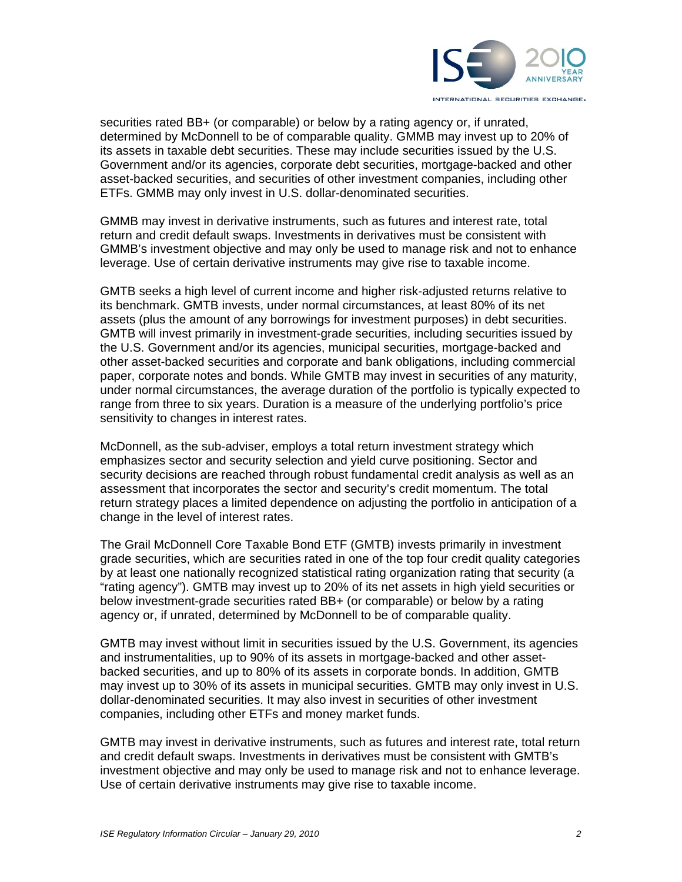securities rated BB+ (or comparable) or below by a rating agency or, if unrated, determined by McDonnell to be of comparable quality. GMMB may invest up to 20% of its assets in taxable debt securities. These may include securities issued by the U.S. Government and/or its agencies, corporate debt securities, mortgage-backed and other asset-backed securities, and securities of other investment companies, including other ETFs. GMMB may only invest in U.S. dollar-denominated securities.

GMMB may invest in derivative instruments, such as futures and interest rate, total return and credit default swaps. Investments in derivatives must be consistent with GMMB's investment objective and may only be used to manage risk and not to enhance leverage. Use of certain derivative instruments may give rise to taxable income.

GMTB seeks a high level of current income and higher risk-adjusted returns relative to its benchmark. GMTB invests, under normal circumstances, at least 80% of its net assets (plus the amount of any borrowings for investment purposes) in debt securities. GMTB will invest primarily in investment-grade securities, including securities issued by the U.S. Government and/or its agencies, municipal securities, mortgage-backed and other asset-backed securities and corporate and bank obligations, including commercial paper, corporate notes and bonds. While GMTB may invest in securities of any maturity, under normal circumstances, the average duration of the portfolio is typically expected to range from three to six years. Duration is a measure of the underlying portfolio's price sensitivity to changes in interest rates.

McDonnell, as the sub-adviser, employs a total return investment strategy which emphasizes sector and security selection and yield curve positioning. Sector and security decisions are reached through robust fundamental credit analysis as well as an assessment that incorporates the sector and security's credit momentum. The total return strategy places a limited dependence on adjusting the portfolio in anticipation of a change in the level of interest rates.

The Grail McDonnell Core Taxable Bond ETF (GMTB) invests primarily in investment grade securities, which are securities rated in one of the top four credit quality categories by at least one nationally recognized statistical rating organization rating that security (a "rating agency"). GMTB may invest up to 20% of its net assets in high yield securities or below investment-grade securities rated BB+ (or comparable) or below by a rating agency or, if unrated, determined by McDonnell to be of comparable quality.

GMTB may invest without limit in securities issued by the U.S. Government, its agencies and instrumentalities, up to 90% of its assets in mortgage-backed and other asset-backed securities, and up to 80% of its assets in corporate bonds. In addition, GMTB may invest up to 30% of its assets in municipal securities. GMTB may only invest in U.S. dollar-denominated securities. It may also invest in securities of other investment companies, including other ETFs and money market funds.

GMTB may invest in derivative instruments, such as futures and interest rate, total return and credit default swaps. Investments in derivatives must be consistent with GMTB's investment objective and may only be used to manage risk and not to enhance leverage. Use of certain derivative instruments may give rise to taxable income.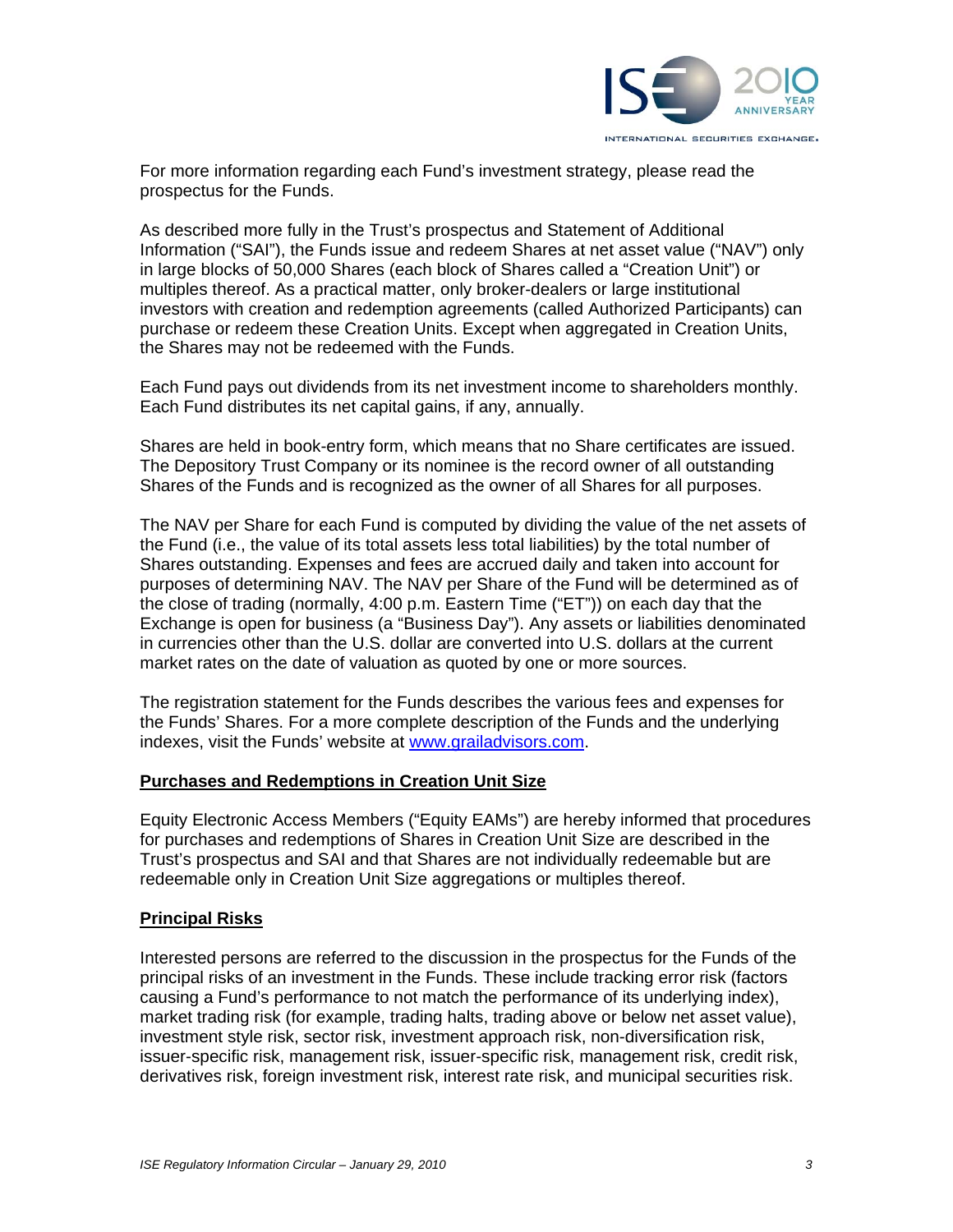For more information regarding each Fund's investment strategy, please read the prospectus for the Funds.

As described more fully in the Trust's prospectus and Statement of Additional Information ("SAI"), the Funds issue and redeem Shares at net asset value ("NAV") only in large blocks of 50,000 Shares (each block of Shares called a "Creation Unit") or multiples thereof. As a practical matter, only broker-dealers or large institutional investors with creation and redemption agreements (called Authorized Participants) can purchase or redeem these Creation Units. Except when aggregated in Creation Units, the Shares may not be redeemed with the Funds.

Each Fund pays out dividends from its net investment income to shareholders monthly. Each Fund distributes its net capital gains, if any, annually.

Shares are held in book-entry form, which means that no Share certificates are issued. The Depository Trust Company or its nominee is the record owner of all outstanding Shares of the Funds and is recognized as the owner of all Shares for all purposes.

The NAV per Share for each Fund is computed by dividing the value of the net assets of the Fund (i.e., the value of its total assets less total liabilities) by the total number of Shares outstanding. Expenses and fees are accrued daily and taken into account for purposes of determining NAV. The NAV per Share of the Fund will be determined as of the close of trading (normally, 4:00 p.m. Eastern Time ("ET")) on each day that the Exchange is open for business (a "Business Day"). Any assets or liabilities denominated in currencies other than the U.S. dollar are converted into U.S. dollars at the current market rates on the date of valuation as quoted by one or more sources.

The registration statement for the Funds describes the various fees and expenses for the Funds' Shares. For a more complete description of the Funds and the underlying indexes, visit the Funds' website at www.grailadvisors.com.

**Purchases and Redemptions in Creation Unit Size**

Equity Electronic Access Members ("Equity EAMs") are hereby informed that procedures for purchases and redemptions of Shares in Creation Unit Size are described in the Trust's prospectus and SAI and that Shares are not individually redeemable but are redeemable only in Creation Unit Size aggregations or multiples thereof.

**Principal Risks**

Interested persons are referred to the discussion in the prospectus for the Funds of the principal risks of an investment in the Funds. These include tracking error risk (factors causing a Fund's performance to not match the performance of its underlying index), market trading risk (for example, trading halts, trading above or below net asset value), investment style risk, sector risk, investment approach risk, non-diversification risk, issuer-specific risk, management risk, issuer-specific risk, management risk, credit risk, derivatives risk, foreign investment risk, interest rate risk, and municipal securities risk.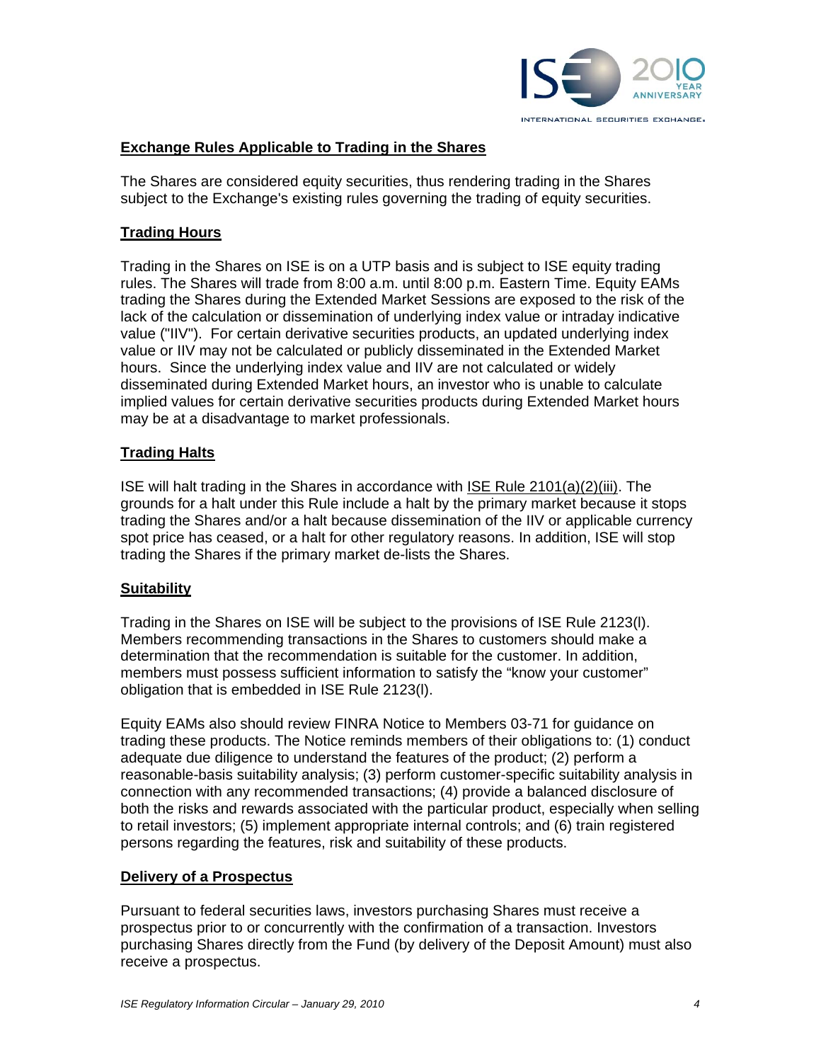**Exchange Rules Applicable to Trading in the Shares**

The Shares are considered equity securities, thus rendering trading in the Shares subject to the Exchange's existing rules governing the trading of equity securities.

**Trading Hours**

Trading in the Shares on ISE is on a UTP basis and is subject to ISE equity trading rules. The Shares will trade from 8:00 a.m. until 8:00 p.m. Eastern Time. Equity EAMs trading the Shares during the Extended Market Sessions are exposed to the risk of the lack of the calculation or dissemination of underlying index value or intraday indicative value ("IIV"). For certain derivative securities products, an updated underlying index value or IIV may not be calculated or publicly disseminated in the Extended Market hours. Since the underlying index value and IIV are not calculated or widely disseminated during Extended Market hours, an investor who is unable to calculate implied values for certain derivative securities products during Extended Market hours may be at a disadvantage to market professionals.

**Trading Halts**

ISE will halt trading in the Shares in accordance with ISE Rule 2101(a)(2)(iii). The grounds for a halt under this Rule include a halt by the primary market because it stops trading the Shares and/or a halt because dissemination of the IIV or applicable currency spot price has ceased, or a halt for other regulatory reasons. In addition, ISE will stop trading the Shares if the primary market de-lists the Shares.

**Suitability**

Trading in the Shares on ISE will be subject to the provisions of ISE Rule 2123(l). Members recommending transactions in the Shares to customers should make a determination that the recommendation is suitable for the customer. In addition, members must possess sufficient information to satisfy the "know your customer" obligation that is embedded in ISE Rule 2123(l).

Equity EAMs also should review FINRA Notice to Members 03-71 for guidance on trading these products. The Notice reminds members of their obligations to: (1) conduct adequate due diligence to understand the features of the product; (2) perform a reasonable-basis suitability analysis; (3) perform customer-specific suitability analysis in connection with any recommended transactions; (4) provide a balanced disclosure of both the risks and rewards associated with the particular product, especially when selling to retail investors; (5) implement appropriate internal controls; and (6) train registered persons regarding the features, risk and suitability of these products.

**Delivery of a Prospectus**

Pursuant to federal securities laws, investors purchasing Shares must receive a prospectus prior to or concurrently with the confirmation of a transaction. Investors purchasing Shares directly from the Fund (by delivery of the Deposit Amount) must also receive a prospectus.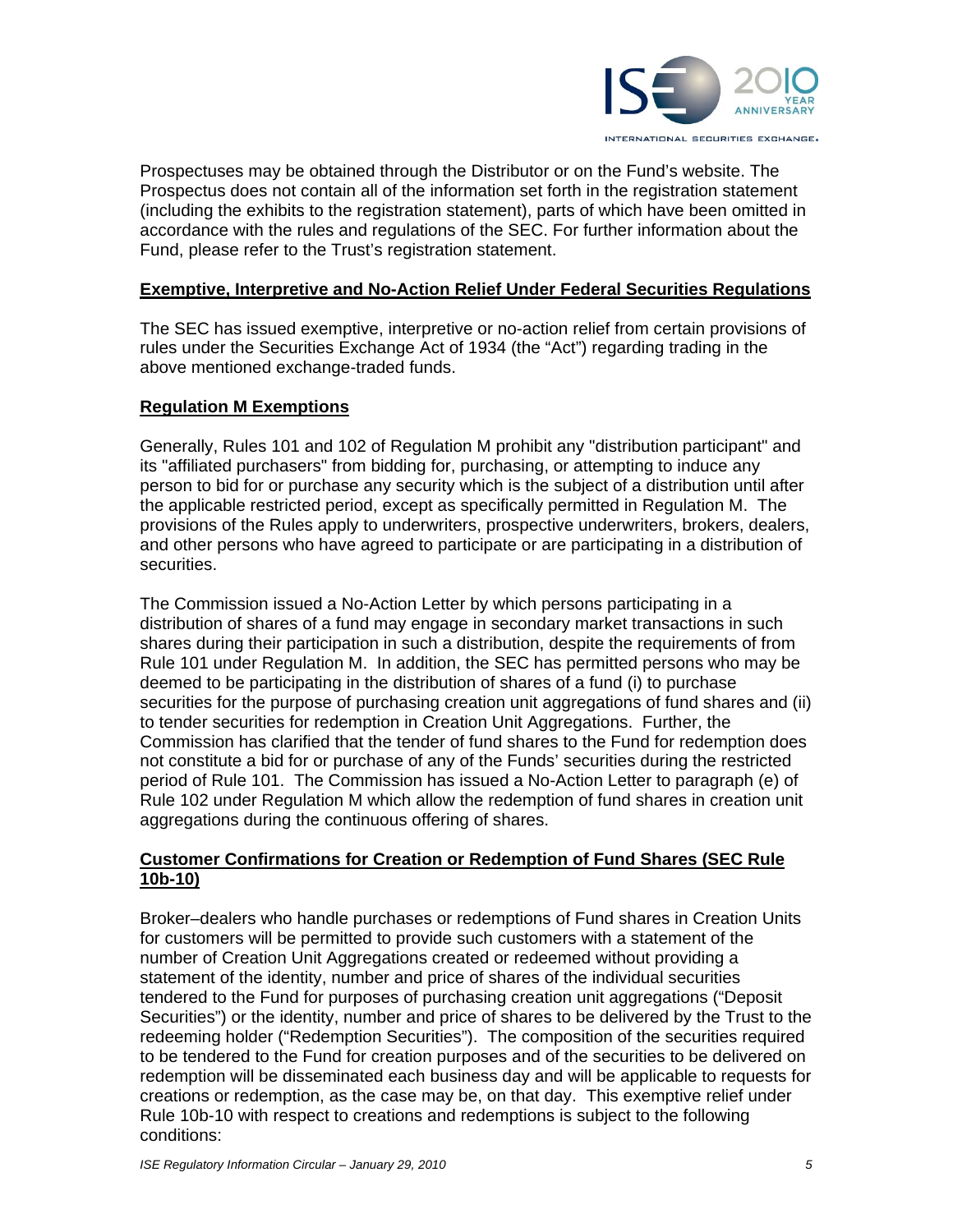Prospectuses may be obtained through the Distributor or on the Fund's website. The Prospectus does not contain all of the information set forth in the registration statement (including the exhibits to the registration statement), parts of which have been omitted in accordance with the rules and regulations of the SEC. For further information about the Fund, please refer to the Trust's registration statement.

## Exemptive, Interpretive and No-Action Relief Under Federal Securities Regulations

The SEC has issued exemptive, interpretive or no-action relief from certain provisions of rules under the Securities Exchange Act of 1934 (the "Act") regarding trading in the above mentioned exchange-traded funds.

## Regulation M Exemptions

Generally, Rules 101 and 102 of Regulation M prohibit any "distribution participant" and its "affiliated purchasers" from bidding for, purchasing, or attempting to induce any person to bid for or purchase any security which is the subject of a distribution until after the applicable restricted period, except as specifically permitted in Regulation M. The provisions of the Rules apply to underwriters, prospective underwriters, brokers, dealers, and other persons who have agreed to participate or are participating in a distribution of securities.

The Commission issued a No-Action Letter by which persons participating in a distribution of shares of a fund may engage in secondary market transactions in such shares during their participation in such a distribution, despite the requirements of from Rule 101 under Regulation M. In addition, the SEC has permitted persons who may be deemed to be participating in the distribution of shares of a fund (i) to purchase securities for the purpose of purchasing creation unit aggregations of fund shares and (ii) to tender securities for redemption in Creation Unit Aggregations. Further, the Commission has clarified that the tender of fund shares to the Fund for redemption does not constitute a bid for or purchase of any of the Funds' securities during the restricted period of Rule 101. The Commission has issued a No-Action Letter to paragraph (e) of Rule 102 under Regulation M which allow the redemption of fund shares in creation unit aggregations during the continuous offering of shares.

## Customer Confirmations for Creation or Redemption of Fund Shares (SEC Rule 10b-10)

Broker–dealers who handle purchases or redemptions of Fund shares in Creation Units for customers will be permitted to provide such customers with a statement of the number of Creation Unit Aggregations created or redeemed without providing a statement of the identity, number and price of shares of the individual securities tendered to the Fund for purposes of purchasing creation unit aggregations ("Deposit Securities") or the identity, number and price of shares to be delivered by the Trust to the redeeming holder ("Redemption Securities"). The composition of the securities required to be tendered to the Fund for creation purposes and of the securities to be delivered on redemption will be disseminated each business day and will be applicable to requests for creations or redemption, as the case may be, on that day. This exemptive relief under Rule 10b-10 with respect to creations and redemptions is subject to the following conditions: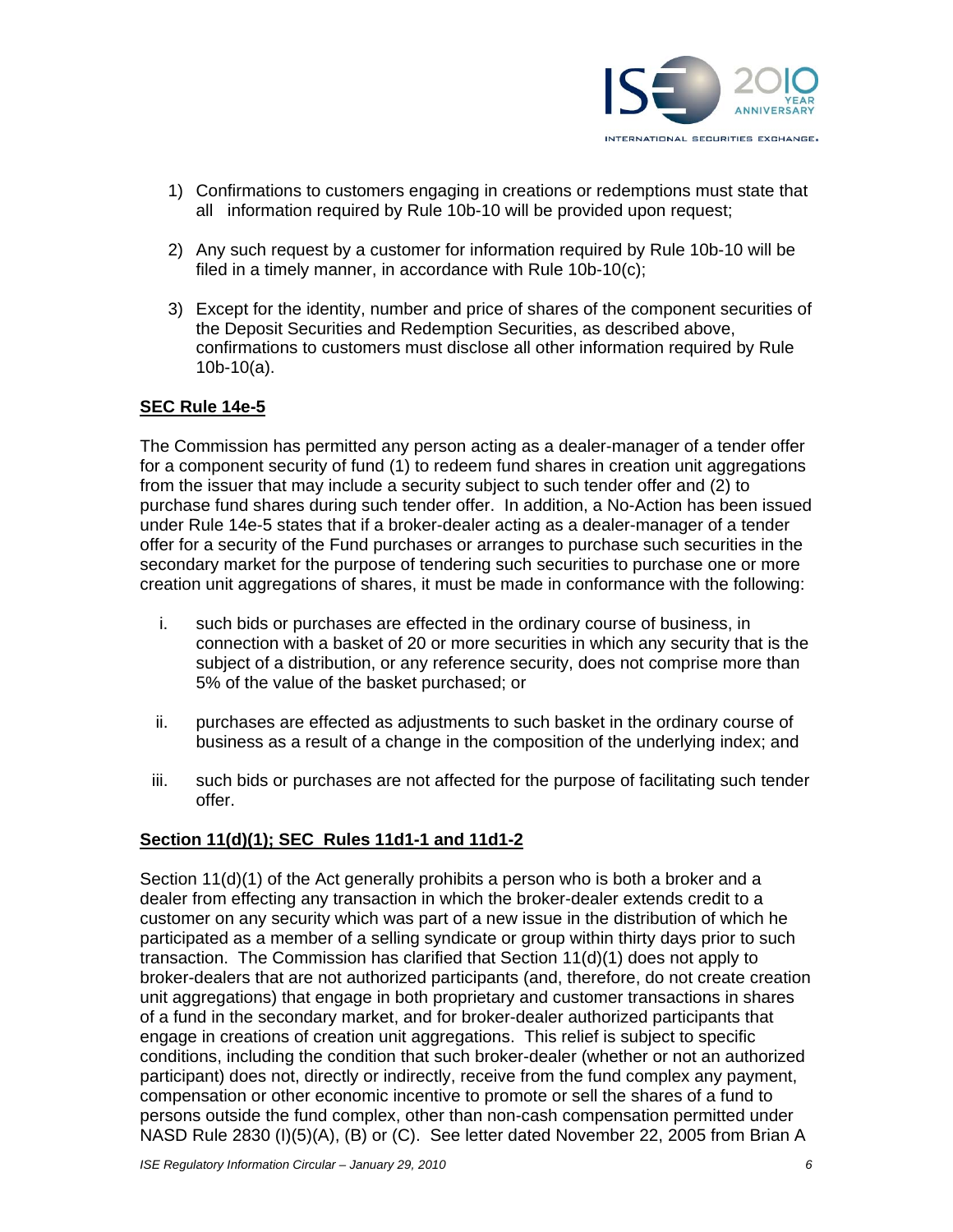1) Confirmations to customers engaging in creations or redemptions must state that all information required by Rule 10b-10 will be provided upon request;

2) Any such request by a customer for information required by Rule 10b-10 will be filed in a timely manner, in accordance with Rule 10b-10(c);

3) Except for the identity, number and price of shares of the component securities of the Deposit Securities and Redemption Securities, as described above, confirmations to customers must disclose all other information required by Rule 10b-10(a).

**SEC Rule 14e-5**

The Commission has permitted any person acting as a dealer-manager of a tender offer for a component security of fund (1) to redeem fund shares in creation unit aggregations from the issuer that may include a security subject to such tender offer and (2) to purchase fund shares during such tender offer. In addition, a No-Action has been issued under Rule 14e-5 states that if a broker-dealer acting as a dealer-manager of a tender offer for a security of the Fund purchases or arranges to purchase such securities in the secondary market for the purpose of tendering such securities to purchase one or more creation unit aggregations of shares, it must be made in conformance with the following:

i. such bids or purchases are effected in the ordinary course of business, in connection with a basket of 20 or more securities in which any security that is the subject of a distribution, or any reference security, does not comprise more than 5% of the value of the basket purchased; or

ii. purchases are effected as adjustments to such basket in the ordinary course of business as a result of a change in the composition of the underlying index; and

iii. such bids or purchases are not affected for the purpose of facilitating such tender offer.

**Section 11(d)(1); SEC Rules 11d1-1 and 11d1-2**

Section 11(d)(1) of the Act generally prohibits a person who is both a broker and a dealer from effecting any transaction in which the broker-dealer extends credit to a customer on any security which was part of a new issue in the distribution of which he participated as a member of a selling syndicate or group within thirty days prior to such transaction. The Commission has clarified that Section 11(d)(1) does not apply to broker-dealers that are not authorized participants (and, therefore, do not create creation unit aggregations) that engage in both proprietary and customer transactions in shares of a fund in the secondary market, and for broker-dealer authorized participants that engage in creations of creation unit aggregations. This relief is subject to specific conditions, including the condition that such broker-dealer (whether or not an authorized participant) does not, directly or indirectly, receive from the fund complex any payment, compensation or other economic incentive to promote or sell the shares of a fund to persons outside the fund complex, other than non-cash compensation permitted under NASD Rule 2830 (I)(5)(A), (B) or (C). See letter dated November 22, 2005 from Brian A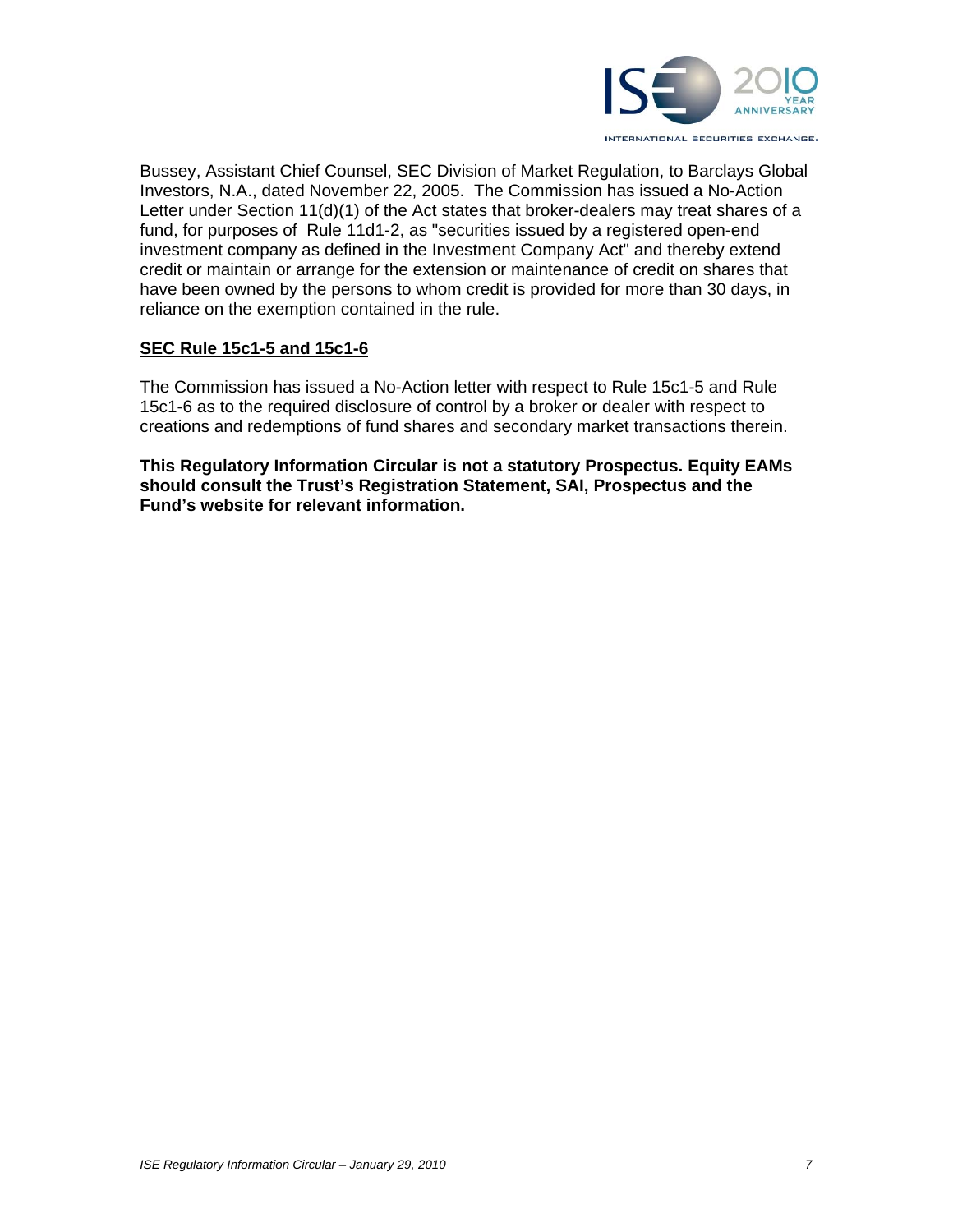Bussey, Assistant Chief Counsel, SEC Division of Market Regulation, to Barclays Global Investors, N.A., dated November 22, 2005. The Commission has issued a No-Action Letter under Section 11(d)(1) of the Act states that broker-dealers may treat shares of a fund, for purposes of Rule 11d1-2, as "securities issued by a registered open-end investment company as defined in the Investment Company Act" and thereby extend credit or maintain or arrange for the extension or maintenance of credit on shares that have been owned by the persons to whom credit is provided for more than 30 days, in reliance on the exemption contained in the rule.

**SEC Rule 15c1-5 and 15c1-6**

The Commission has issued a No-Action letter with respect to Rule 15c1-5 and Rule 15c1-6 as to the required disclosure of control by a broker or dealer with respect to creations and redemptions of fund shares and secondary market transactions therein.

**This Regulatory Information Circular is not a statutory Prospectus. Equity EAMs should consult the Trust's Registration Statement, SAI, Prospectus and the Fund's website for relevant information.**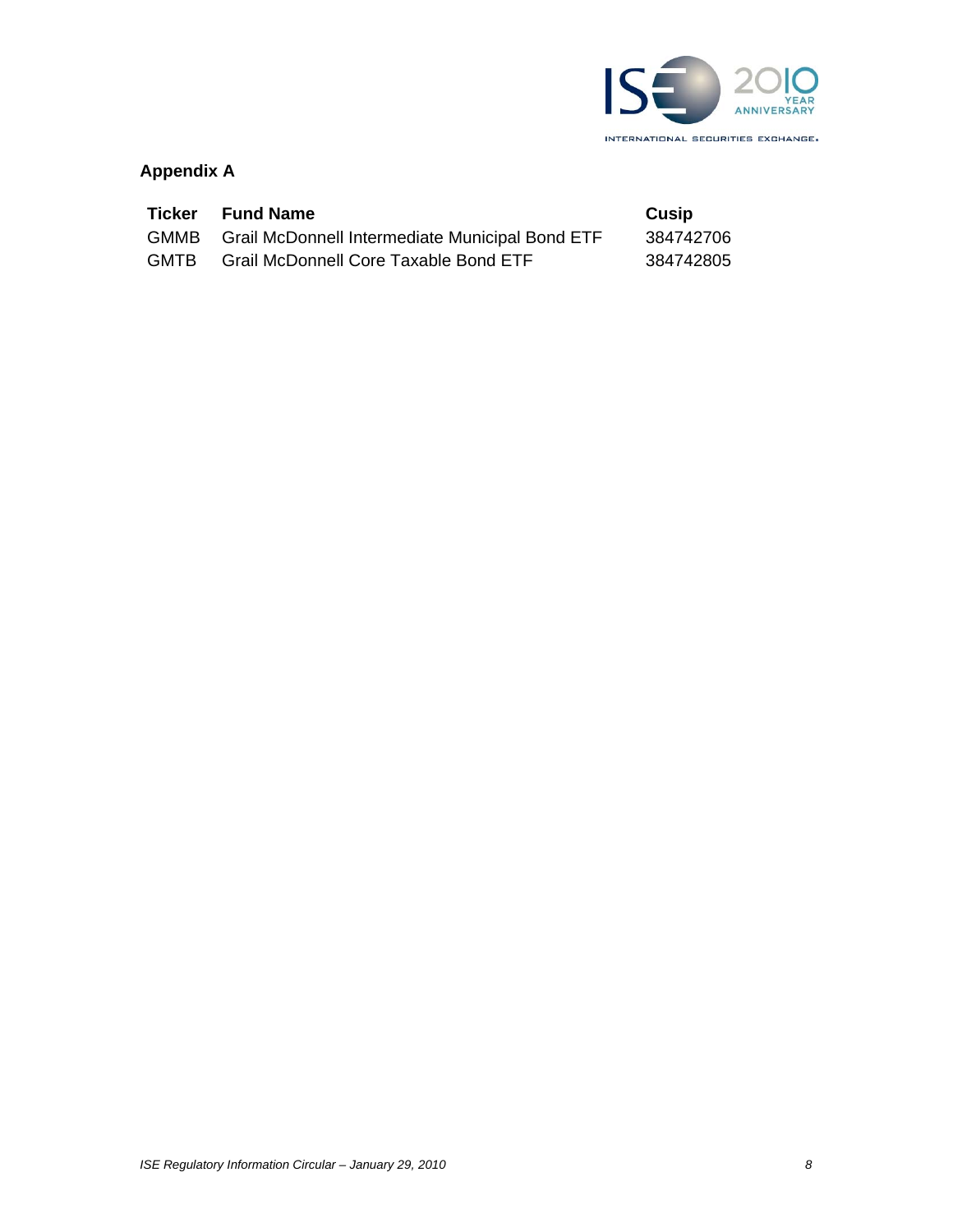## Appendix A

| Ticker | Fund Name | Cusip |
|---|---|---|
| GMMB | Grail McDonnell Intermediate Municipal Bond ETF | 384742706 |
| GMTB | Grail McDonnell Core Taxable Bond ETF | 384742805 |